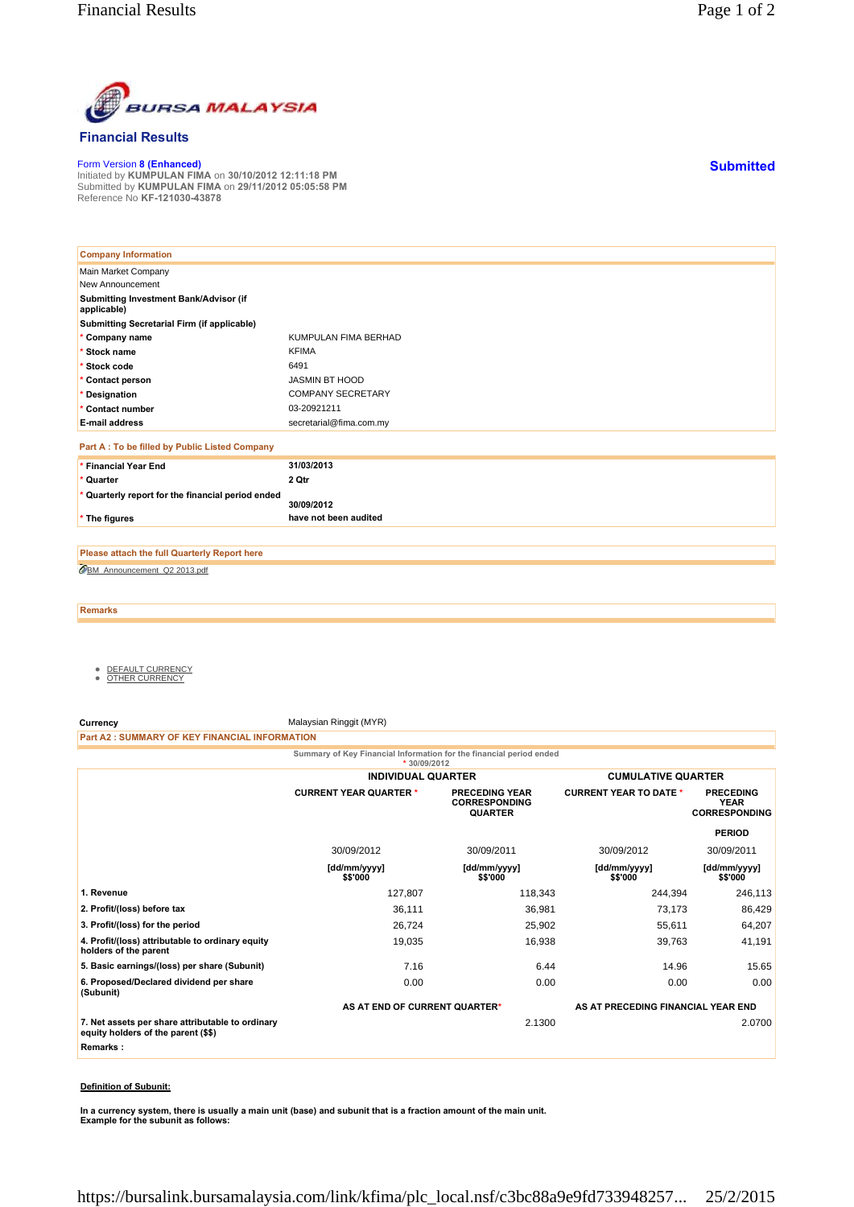# Financial Results

Form Version 8 (Enhanced)
Initiated by **KUMPULAN FIMA** on **30/10/2012 12:11:18 PM**
Submitted by **KUMPULAN FIMA** on **29/11/2012 05:05:58 PM**
Reference No **KF-121030-43878**

**Submitted**

| Company Information | |
|---|---|
| Main Market Company | |
| New Announcement | |
| **Submitting Investment Bank/Advisor (if applicable)** | |
| **Submitting Secretarial Firm (if applicable)** | |
| * **Company name** | KUMPULAN FIMA BERHAD |
| * **Stock name** | KFIMA |
| * **Stock code** | 6491 |
| * **Contact person** | JASMIN BT HOOD |
| * **Designation** | COMPANY SECRETARY |
| * **Contact number** | 03-20921211 |
| **E-mail address** | secretarial@fima.com.my |

**Part A : To be filled by Public Listed Company**

| | |
|---|---|
| * **Financial Year End** | **31/03/2013** |
| * **Quarter** | **2 Qtr** |
| * **Quarterly report for the financial period ended** | **30/09/2012** |
| * **The figures** | **have not been audited** |

**Please attach the full Quarterly Report here**

BM_Announcement_Q2 2013.pdf

**Remarks**

- DEFAULT CURRENCY
- OTHER CURRENCY

**Currency** Malaysian Ringgit (MYR)

**Part A2 : SUMMARY OF KEY FINANCIAL INFORMATION**

Summary of Key Financial Information for the financial period ended
* 30/09/2012

| | INDIVIDUAL QUARTER | | CUMULATIVE QUARTER | |
|---|---|---|---|---|
| | CURRENT YEAR QUARTER * | PRECEDING YEAR CORRESPONDING QUARTER | CURRENT YEAR TO DATE * | PRECEDING YEAR CORRESPONDING PERIOD |
| | 30/09/2012 | 30/09/2011 | 30/09/2012 | 30/09/2011 |
| | [dd/mm/yyyy] $$'000 | [dd/mm/yyyy] $$'000 | [dd/mm/yyyy] $$'000 | [dd/mm/yyyy] $$'000 |
| 1. Revenue | 127,807 | 118,343 | 244,394 | 246,113 |
| 2. Profit/(loss) before tax | 36,111 | 36,981 | 73,173 | 86,429 |
| 3. Profit/(loss) for the period | 26,724 | 25,902 | 55,611 | 64,207 |
| 4. Profit/(loss) attributable to ordinary equity holders of the parent | 19,035 | 16,938 | 39,763 | 41,191 |
| 5. Basic earnings/(loss) per share (Subunit) | 7.16 | 6.44 | 14.96 | 15.65 |
| 6. Proposed/Declared dividend per share (Subunit) | 0.00 | 0.00 | 0.00 | 0.00 |
| | AS AT END OF CURRENT QUARTER* | | AS AT PRECEDING FINANCIAL YEAR END | |
| 7. Net assets per share attributable to ordinary equity holders of the parent ($$) | | 2.1300 | | 2.0700 |

**Remarks :**

**Definition of Subunit:**

**In a currency system, there is usually a main unit (base) and subunit that is a fraction amount of the main unit.**
**Example for the subunit as follows:**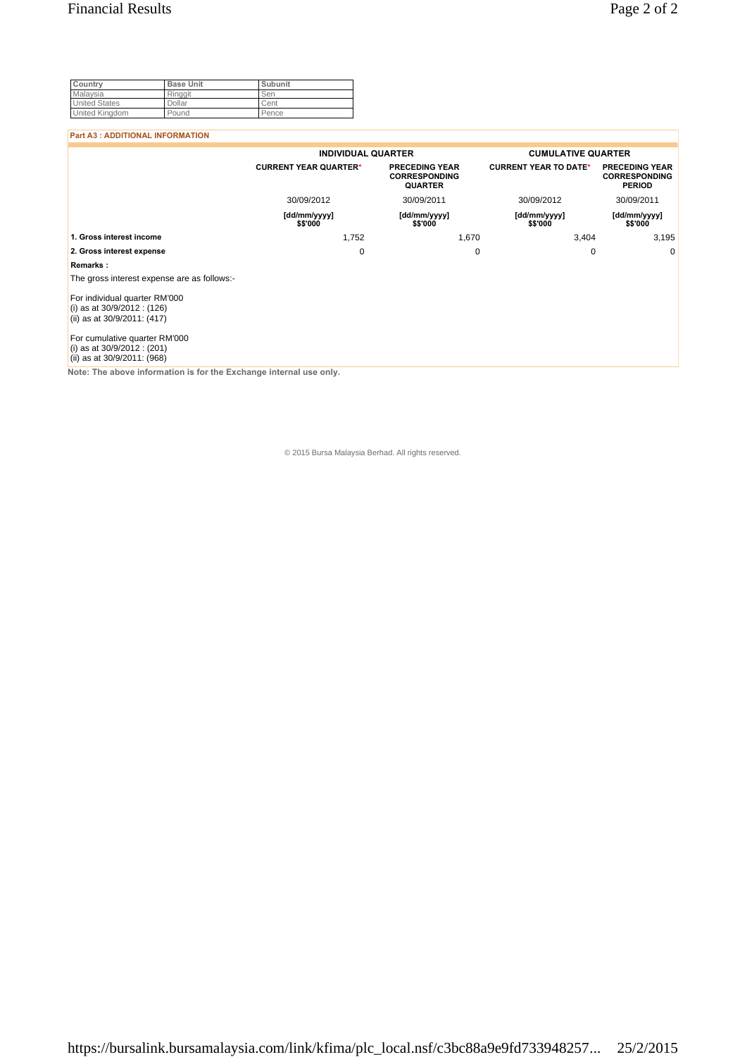| Country | Base Unit | Subunit |
| --- | --- | --- |
| Malaysia | Ringgit | Sen |
| United States | Dollar | Cent |
| United Kingdom | Pound | Pence |

**Part A3 : ADDITIONAL INFORMATION**

| | INDIVIDUAL QUARTER | | CUMULATIVE QUARTER | |
| --- | --- | --- | --- | --- |
| | CURRENT YEAR QUARTER* | PRECEDING YEAR CORRESPONDING QUARTER | CURRENT YEAR TO DATE* | PRECEDING YEAR CORRESPONDING PERIOD |
| | 30/09/2012 | 30/09/2011 | 30/09/2012 | 30/09/2011 |
| | [dd/mm/yyyy] $$'000 | [dd/mm/yyyy] $$'000 | [dd/mm/yyyy] $$'000 | [dd/mm/yyyy] $$'000 |
| **1. Gross interest income** | 1,752 | 1,670 | 3,404 | 3,195 |
| **2. Gross interest expense** | 0 | 0 | 0 | 0 |

**Remarks :**

The gross interest expense are as follows:-

For individual quarter RM'000
(i) as at 30/9/2012 : (126)
(ii) as at 30/9/2011: (417)

For cumulative quarter RM'000
(i) as at 30/9/2012 : (201)
(ii) as at 30/9/2011: (968)

**Note: The above information is for the Exchange internal use only.**

© 2015 Bursa Malaysia Berhad. All rights reserved.